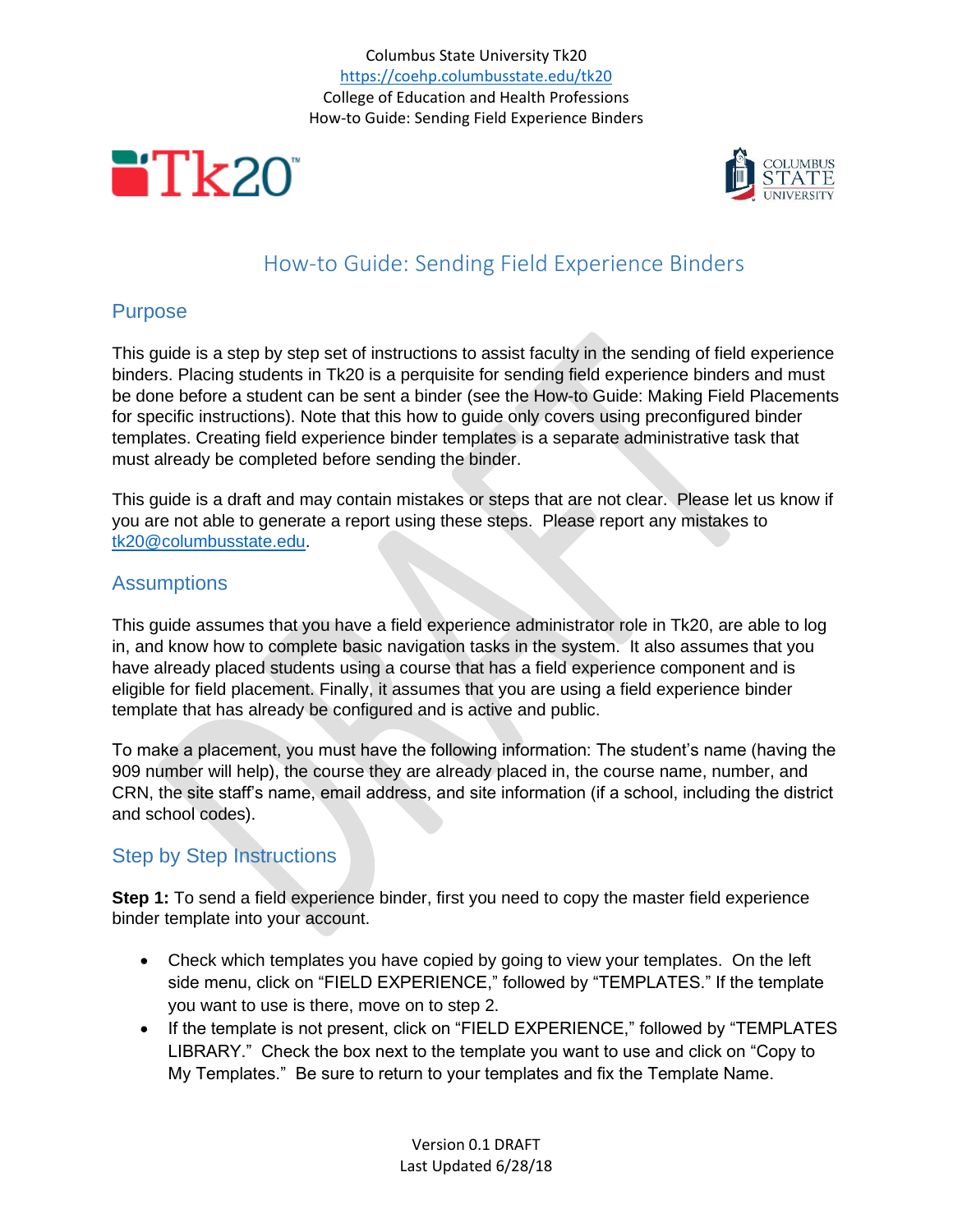Columbus State University Tk20
https://coehp.columbusstate.edu/tk20
College of Education and Health Professions
How-to Guide: Sending Field Experience Binders

# How-to Guide: Sending Field Experience Binders

## Purpose

This guide is a step by step set of instructions to assist faculty in the sending of field experience binders. Placing students in Tk20 is a perquisite for sending field experience binders and must be done before a student can be sent a binder (see the How-to Guide: Making Field Placements for specific instructions). Note that this how to guide only covers using preconfigured binder templates. Creating field experience binder templates is a separate administrative task that must already be completed before sending the binder.

This guide is a draft and may contain mistakes or steps that are not clear. Please let us know if you are not able to generate a report using these steps. Please report any mistakes to tk20@columbusstate.edu.

## Assumptions

This guide assumes that you have a field experience administrator role in Tk20, are able to log in, and know how to complete basic navigation tasks in the system. It also assumes that you have already placed students using a course that has a field experience component and is eligible for field placement. Finally, it assumes that you are using a field experience binder template that has already be configured and is active and public.

To make a placement, you must have the following information: The student's name (having the 909 number will help), the course they are already placed in, the course name, number, and CRN, the site staff's name, email address, and site information (if a school, including the district and school codes).

## Step by Step Instructions

**Step 1:** To send a field experience binder, first you need to copy the master field experience binder template into your account.

- Check which templates you have copied by going to view your templates. On the left side menu, click on "FIELD EXPERIENCE," followed by "TEMPLATES." If the template you want to use is there, move on to step 2.
- If the template is not present, click on "FIELD EXPERIENCE," followed by "TEMPLATES LIBRARY." Check the box next to the template you want to use and click on "Copy to My Templates." Be sure to return to your templates and fix the Template Name.

Version 0.1 DRAFT
Last Updated 6/28/18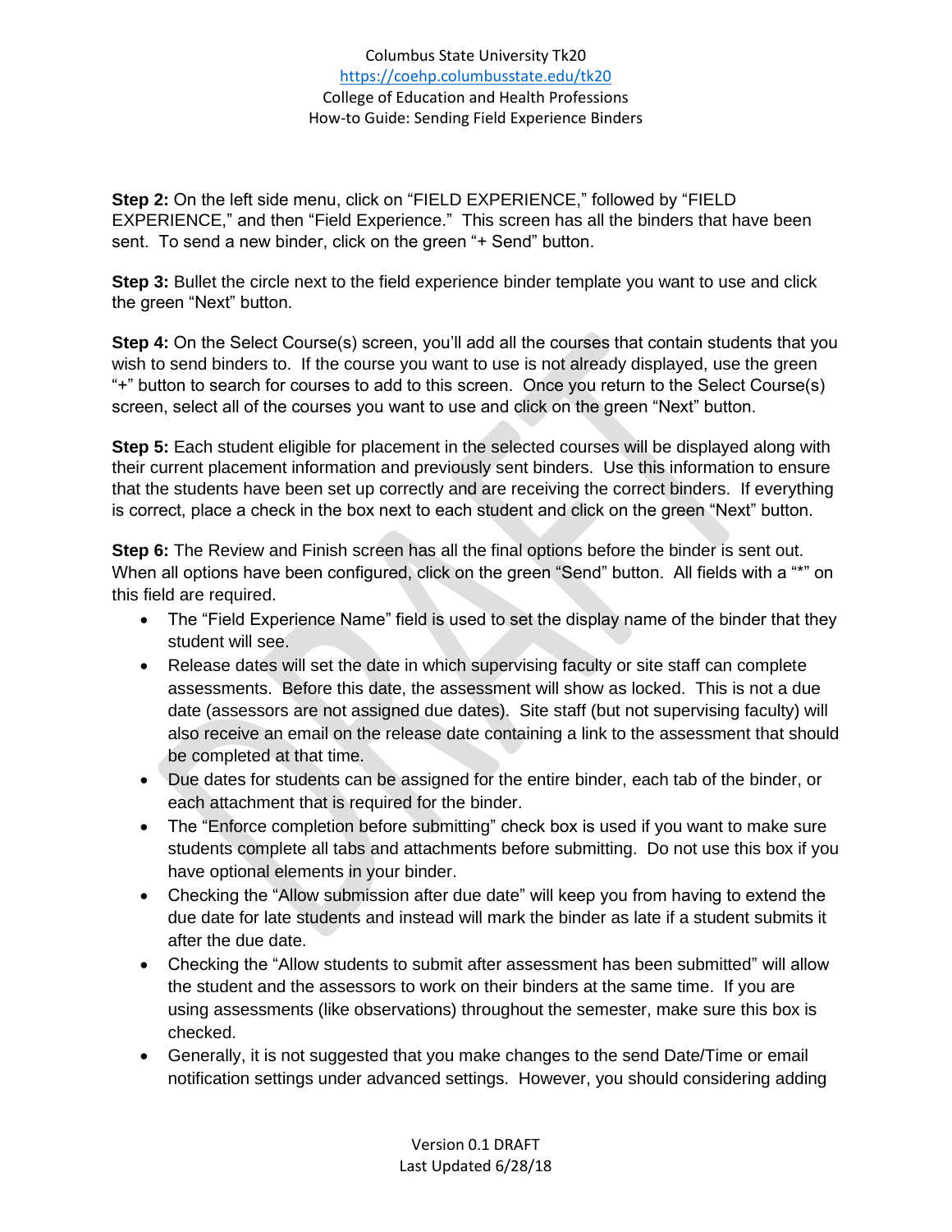**Step 2:** On the left side menu, click on "FIELD EXPERIENCE," followed by "FIELD EXPERIENCE," and then "Field Experience." This screen has all the binders that have been sent. To send a new binder, click on the green "+ Send" button.

**Step 3:** Bullet the circle next to the field experience binder template you want to use and click the green "Next" button.

**Step 4:** On the Select Course(s) screen, you'll add all the courses that contain students that you wish to send binders to. If the course you want to use is not already displayed, use the green "+" button to search for courses to add to this screen. Once you return to the Select Course(s) screen, select all of the courses you want to use and click on the green "Next" button.

**Step 5:** Each student eligible for placement in the selected courses will be displayed along with their current placement information and previously sent binders. Use this information to ensure that the students have been set up correctly and are receiving the correct binders. If everything is correct, place a check in the box next to each student and click on the green "Next" button.

**Step 6:** The Review and Finish screen has all the final options before the binder is sent out. When all options have been configured, click on the green "Send" button. All fields with a "*" on this field are required.

- The "Field Experience Name" field is used to set the display name of the binder that they student will see.
- Release dates will set the date in which supervising faculty or site staff can complete assessments. Before this date, the assessment will show as locked. This is not a due date (assessors are not assigned due dates). Site staff (but not supervising faculty) will also receive an email on the release date containing a link to the assessment that should be completed at that time.
- Due dates for students can be assigned for the entire binder, each tab of the binder, or each attachment that is required for the binder.
- The "Enforce completion before submitting" check box is used if you want to make sure students complete all tabs and attachments before submitting. Do not use this box if you have optional elements in your binder.
- Checking the "Allow submission after due date" will keep you from having to extend the due date for late students and instead will mark the binder as late if a student submits it after the due date.
- Checking the "Allow students to submit after assessment has been submitted" will allow the student and the assessors to work on their binders at the same time. If you are using assessments (like observations) throughout the semester, make sure this box is checked.
- Generally, it is not suggested that you make changes to the send Date/Time or email notification settings under advanced settings. However, you should considering adding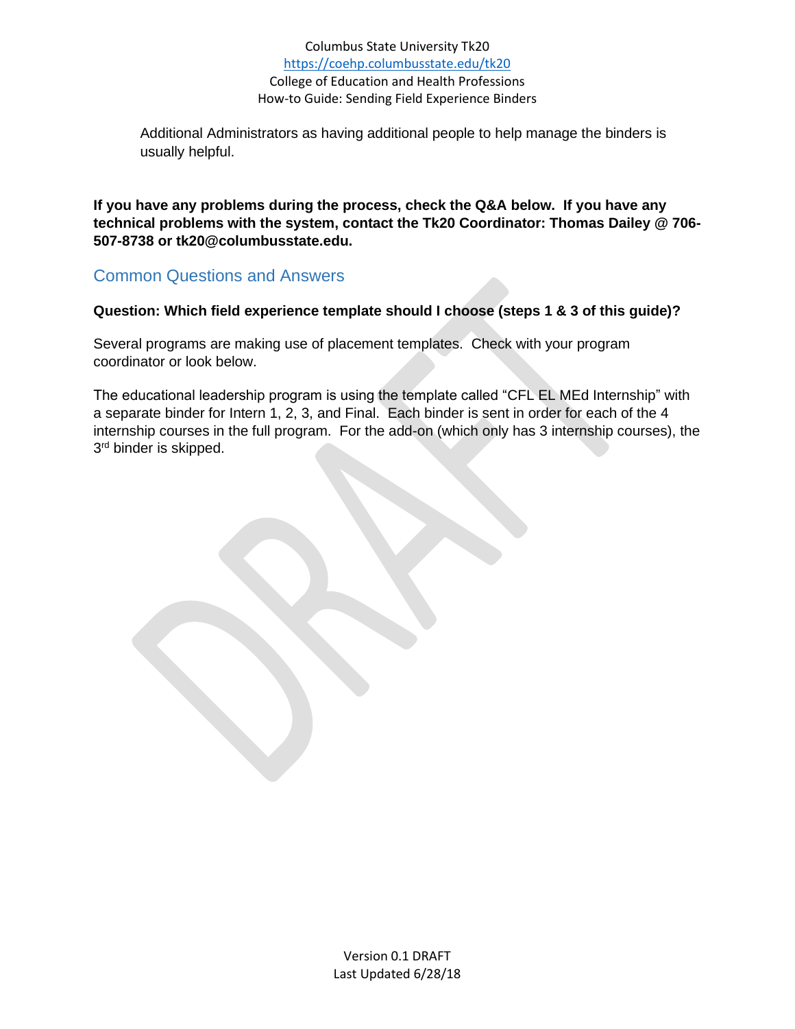Additional Administrators as having additional people to help manage the binders is usually helpful.

**If you have any problems during the process, check the Q&A below. If you have any technical problems with the system, contact the Tk20 Coordinator: Thomas Dailey @ 706-507-8738 or tk20@columbusstate.edu.**

## Common Questions and Answers

**Question: Which field experience template should I choose (steps 1 & 3 of this guide)?**

Several programs are making use of placement templates. Check with your program coordinator or look below.

The educational leadership program is using the template called "CFL EL MEd Internship" with a separate binder for Intern 1, 2, 3, and Final. Each binder is sent in order for each of the 4 internship courses in the full program. For the add-on (which only has 3 internship courses), the 3rd binder is skipped.